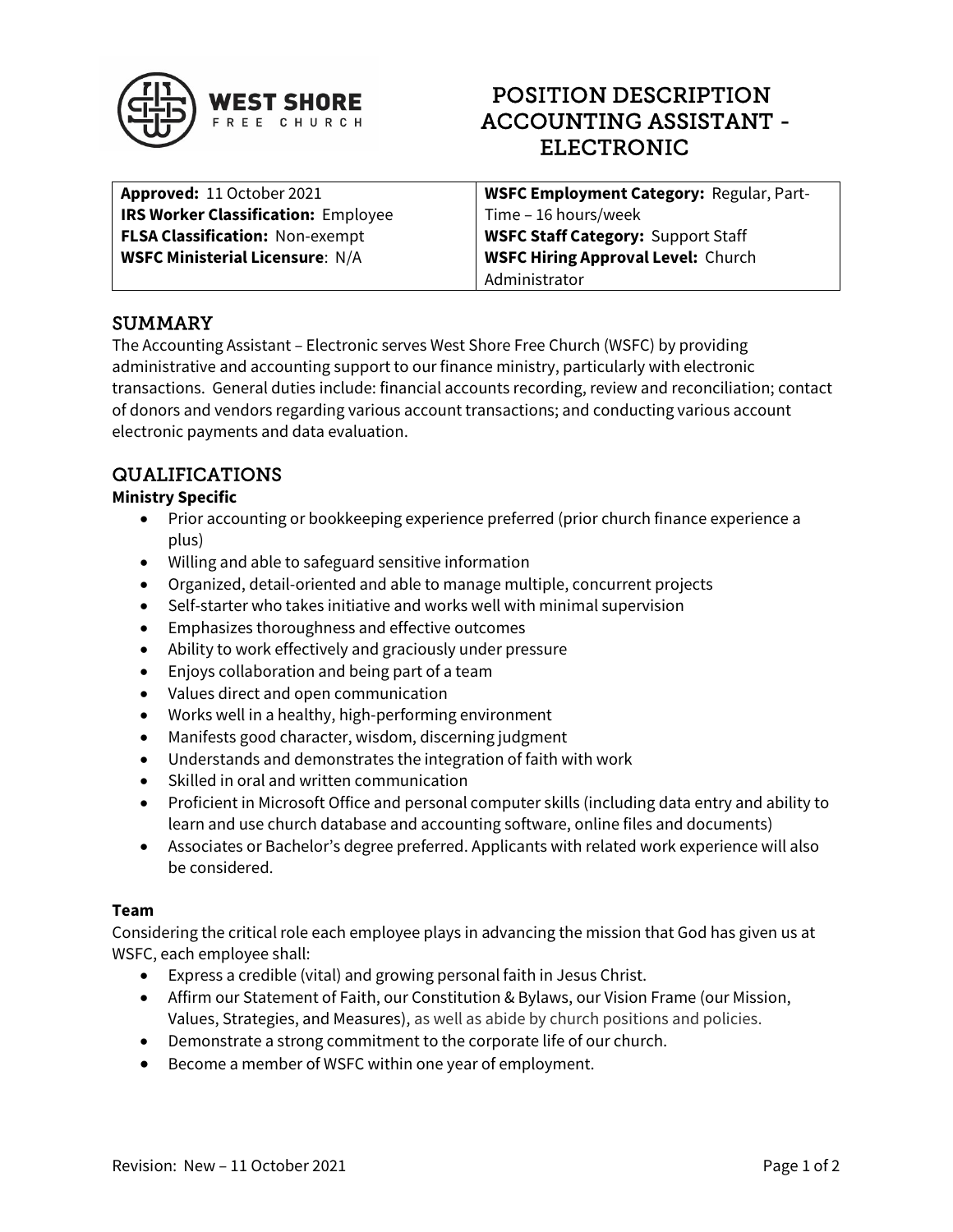WEST SHORE FREE CHURCH

# POSITION DESCRIPTION ACCOUNTING ASSISTANT - ELECTRONIC

| | |
|---|---|
| **Approved:** 11 October 2021<br>**IRS Worker Classification:** Employee<br>**FLSA Classification:** Non-exempt<br>**WSFC Ministerial Licensure**: N/A | **WSFC Employment Category:** Regular, Part-Time – 16 hours/week<br>**WSFC Staff Category:** Support Staff<br>**WSFC Hiring Approval Level:** Church Administrator |

## SUMMARY

The Accounting Assistant – Electronic serves West Shore Free Church (WSFC) by providing administrative and accounting support to our finance ministry, particularly with electronic transactions. General duties include: financial accounts recording, review and reconciliation; contact of donors and vendors regarding various account transactions; and conducting various account electronic payments and data evaluation.

## QUALIFICATIONS

### Ministry Specific

- Prior accounting or bookkeeping experience preferred (prior church finance experience a plus)
- Willing and able to safeguard sensitive information
- Organized, detail-oriented and able to manage multiple, concurrent projects
- Self-starter who takes initiative and works well with minimal supervision
- Emphasizes thoroughness and effective outcomes
- Ability to work effectively and graciously under pressure
- Enjoys collaboration and being part of a team
- Values direct and open communication
- Works well in a healthy, high-performing environment
- Manifests good character, wisdom, discerning judgment
- Understands and demonstrates the integration of faith with work
- Skilled in oral and written communication
- Proficient in Microsoft Office and personal computer skills (including data entry and ability to learn and use church database and accounting software, online files and documents)
- Associates or Bachelor's degree preferred. Applicants with related work experience will also be considered.

### Team

Considering the critical role each employee plays in advancing the mission that God has given us at WSFC, each employee shall:

- Express a credible (vital) and growing personal faith in Jesus Christ.
- Affirm our Statement of Faith, our Constitution & Bylaws, our Vision Frame (our Mission, Values, Strategies, and Measures), as well as abide by church positions and policies.
- Demonstrate a strong commitment to the corporate life of our church.
- Become a member of WSFC within one year of employment.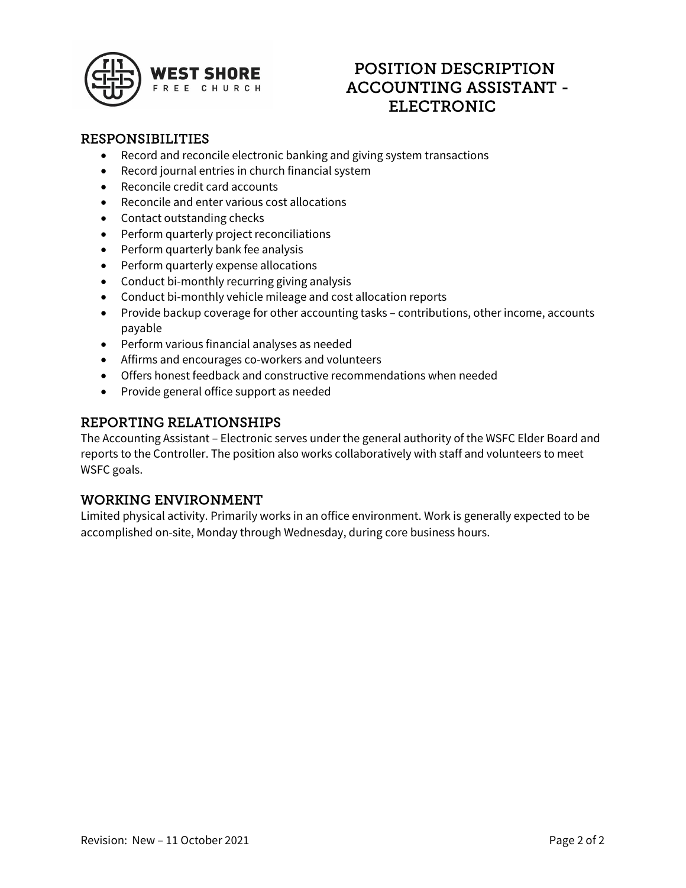# POSITION DESCRIPTION ACCOUNTING ASSISTANT - ELECTRONIC

## RESPONSIBILITIES

- Record and reconcile electronic banking and giving system transactions
- Record journal entries in church financial system
- Reconcile credit card accounts
- Reconcile and enter various cost allocations
- Contact outstanding checks
- Perform quarterly project reconciliations
- Perform quarterly bank fee analysis
- Perform quarterly expense allocations
- Conduct bi-monthly recurring giving analysis
- Conduct bi-monthly vehicle mileage and cost allocation reports
- Provide backup coverage for other accounting tasks – contributions, other income, accounts payable
- Perform various financial analyses as needed
- Affirms and encourages co-workers and volunteers
- Offers honest feedback and constructive recommendations when needed
- Provide general office support as needed

## REPORTING RELATIONSHIPS

The Accounting Assistant – Electronic serves under the general authority of the WSFC Elder Board and reports to the Controller. The position also works collaboratively with staff and volunteers to meet WSFC goals.

## WORKING ENVIRONMENT

Limited physical activity. Primarily works in an office environment. Work is generally expected to be accomplished on-site, Monday through Wednesday, during core business hours.

Revision: New – 11 October 2021